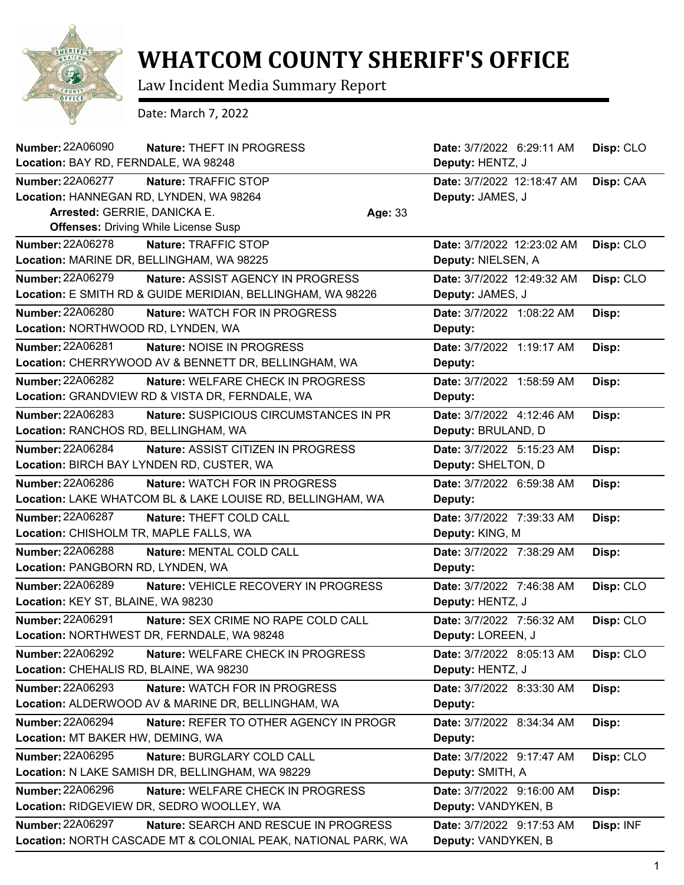# WHATCOM COUNTY SHERIFF'S OFFICE

Law Incident Media Summary Report

Date: March 7, 2022

**Number:** 22A06090 **Nature:** THEFT IN PROGRESS **Date:** 3/7/2022 6:29:11 AM **Disp:** CLO
**Location:** BAY RD, FERNDALE, WA 98248 **Deputy:** HENTZ, J

---

**Number:** 22A06277 **Nature:** TRAFFIC STOP **Date:** 3/7/2022 12:18:47 AM **Disp:** CAA
**Location:** HANNEGAN RD, LYNDEN, WA 98264 **Deputy:** JAMES, J
**Arrested:** GERRIE, DANICKA E. **Age:** 33
**Offenses:** Driving While License Susp

---

**Number:** 22A06278 **Nature:** TRAFFIC STOP **Date:** 3/7/2022 12:23:02 AM **Disp:** CLO
**Location:** MARINE DR, BELLINGHAM, WA 98225 **Deputy:** NIELSEN, A

---

**Number:** 22A06279 **Nature:** ASSIST AGENCY IN PROGRESS **Date:** 3/7/2022 12:49:32 AM **Disp:** CLO
**Location:** E SMITH RD & GUIDE MERIDIAN, BELLINGHAM, WA 98226 **Deputy:** JAMES, J

---

**Number:** 22A06280 **Nature:** WATCH FOR IN PROGRESS **Date:** 3/7/2022 1:08:22 AM **Disp:**
**Location:** NORTHWOOD RD, LYNDEN, WA **Deputy:**

---

**Number:** 22A06281 **Nature:** NOISE IN PROGRESS **Date:** 3/7/2022 1:19:17 AM **Disp:**
**Location:** CHERRYWOOD AV & BENNETT DR, BELLINGHAM, WA **Deputy:**

---

**Number:** 22A06282 **Nature:** WELFARE CHECK IN PROGRESS **Date:** 3/7/2022 1:58:59 AM **Disp:**
**Location:** GRANDVIEW RD & VISTA DR, FERNDALE, WA **Deputy:**

---

**Number:** 22A06283 **Nature:** SUSPICIOUS CIRCUMSTANCES IN PR **Date:** 3/7/2022 4:12:46 AM **Disp:**
**Location:** RANCHOS RD, BELLINGHAM, WA **Deputy:** BRULAND, D

---

**Number:** 22A06284 **Nature:** ASSIST CITIZEN IN PROGRESS **Date:** 3/7/2022 5:15:23 AM **Disp:**
**Location:** BIRCH BAY LYNDEN RD, CUSTER, WA **Deputy:** SHELTON, D

---

**Number:** 22A06286 **Nature:** WATCH FOR IN PROGRESS **Date:** 3/7/2022 6:59:38 AM **Disp:**
**Location:** LAKE WHATCOM BL & LAKE LOUISE RD, BELLINGHAM, WA **Deputy:**

---

**Number:** 22A06287 **Nature:** THEFT COLD CALL **Date:** 3/7/2022 7:39:33 AM **Disp:**
**Location:** CHISHOLM TR, MAPLE FALLS, WA **Deputy:** KING, M

---

**Number:** 22A06288 **Nature:** MENTAL COLD CALL **Date:** 3/7/2022 7:38:29 AM **Disp:**
**Location:** PANGBORN RD, LYNDEN, WA **Deputy:**

---

**Number:** 22A06289 **Nature:** VEHICLE RECOVERY IN PROGRESS **Date:** 3/7/2022 7:46:38 AM **Disp:** CLO
**Location:** KEY ST, BLAINE, WA 98230 **Deputy:** HENTZ, J

---

**Number:** 22A06291 **Nature:** SEX CRIME NO RAPE COLD CALL **Date:** 3/7/2022 7:56:32 AM **Disp:** CLO
**Location:** NORTHWEST DR, FERNDALE, WA 98248 **Deputy:** LOREEN, J

---

**Number:** 22A06292 **Nature:** WELFARE CHECK IN PROGRESS **Date:** 3/7/2022 8:05:13 AM **Disp:** CLO
**Location:** CHEHALIS RD, BLAINE, WA 98230 **Deputy:** HENTZ, J

---

**Number:** 22A06293 **Nature:** WATCH FOR IN PROGRESS **Date:** 3/7/2022 8:33:30 AM **Disp:**
**Location:** ALDERWOOD AV & MARINE DR, BELLINGHAM, WA **Deputy:**

---

**Number:** 22A06294 **Nature:** REFER TO OTHER AGENCY IN PROGR **Date:** 3/7/2022 8:34:34 AM **Disp:**
**Location:** MT BAKER HW, DEMING, WA **Deputy:**

---

**Number:** 22A06295 **Nature:** BURGLARY COLD CALL **Date:** 3/7/2022 9:17:47 AM **Disp:** CLO
**Location:** N LAKE SAMISH DR, BELLINGHAM, WA 98229 **Deputy:** SMITH, A

---

**Number:** 22A06296 **Nature:** WELFARE CHECK IN PROGRESS **Date:** 3/7/2022 9:16:00 AM **Disp:**
**Location:** RIDGEVIEW DR, SEDRO WOOLLEY, WA **Deputy:** VANDYKEN, B

---

**Number:** 22A06297 **Nature:** SEARCH AND RESCUE IN PROGRESS **Date:** 3/7/2022 9:17:53 AM **Disp:** INF
**Location:** NORTH CASCADE MT & COLONIAL PEAK, NATIONAL PARK, WA **Deputy:** VANDYKEN, B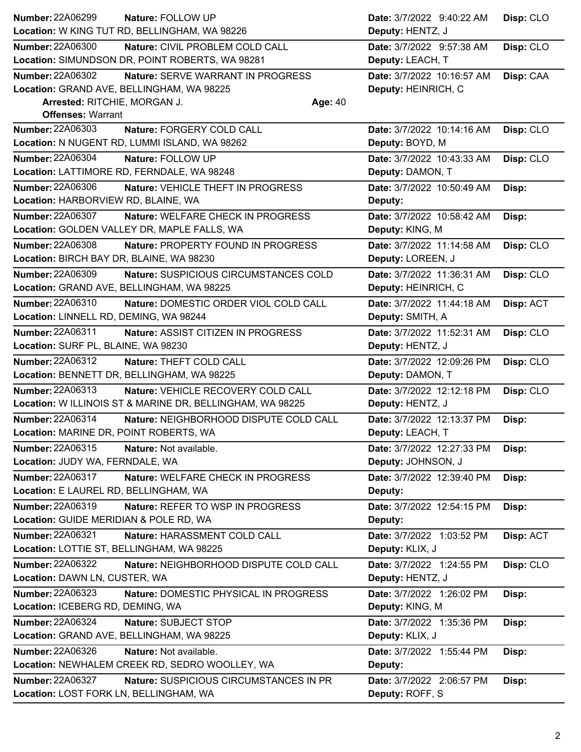**Number:** 22A06299 **Nature:** FOLLOW UP **Date:** 3/7/2022 9:40:22 AM **Disp:** CLO
**Location:** W KING TUT RD, BELLINGHAM, WA 98226 **Deputy:** HENTZ, J

---

**Number:** 22A06300 **Nature:** CIVIL PROBLEM COLD CALL **Date:** 3/7/2022 9:57:38 AM **Disp:** CLO
**Location:** SIMUNDSON DR, POINT ROBERTS, WA 98281 **Deputy:** LEACH, T

---

**Number:** 22A06302 **Nature:** SERVE WARRANT IN PROGRESS **Date:** 3/7/2022 10:16:57 AM **Disp:** CAA
**Location:** GRAND AVE, BELLINGHAM, WA 98225 **Deputy:** HEINRICH, C
**Arrested:** RITCHIE, MORGAN J. **Age:** 40
**Offenses:** Warrant

---

**Number:** 22A06303 **Nature:** FORGERY COLD CALL **Date:** 3/7/2022 10:14:16 AM **Disp:** CLO
**Location:** N NUGENT RD, LUMMI ISLAND, WA 98262 **Deputy:** BOYD, M

---

**Number:** 22A06304 **Nature:** FOLLOW UP **Date:** 3/7/2022 10:43:33 AM **Disp:** CLO
**Location:** LATTIMORE RD, FERNDALE, WA 98248 **Deputy:** DAMON, T

---

**Number:** 22A06306 **Nature:** VEHICLE THEFT IN PROGRESS **Date:** 3/7/2022 10:50:49 AM **Disp:**
**Location:** HARBORVIEW RD, BLAINE, WA **Deputy:**

---

**Number:** 22A06307 **Nature:** WELFARE CHECK IN PROGRESS **Date:** 3/7/2022 10:58:42 AM **Disp:**
**Location:** GOLDEN VALLEY DR, MAPLE FALLS, WA **Deputy:** KING, M

---

**Number:** 22A06308 **Nature:** PROPERTY FOUND IN PROGRESS **Date:** 3/7/2022 11:14:58 AM **Disp:** CLO
**Location:** BIRCH BAY DR, BLAINE, WA 98230 **Deputy:** LOREEN, J

---

**Number:** 22A06309 **Nature:** SUSPICIOUS CIRCUMSTANCES COLD **Date:** 3/7/2022 11:36:31 AM **Disp:** CLO
**Location:** GRAND AVE, BELLINGHAM, WA 98225 **Deputy:** HEINRICH, C

---

**Number:** 22A06310 **Nature:** DOMESTIC ORDER VIOL COLD CALL **Date:** 3/7/2022 11:44:18 AM **Disp:** ACT
**Location:** LINNELL RD, DEMING, WA 98244 **Deputy:** SMITH, A

---

**Number:** 22A06311 **Nature:** ASSIST CITIZEN IN PROGRESS **Date:** 3/7/2022 11:52:31 AM **Disp:** CLO
**Location:** SURF PL, BLAINE, WA 98230 **Deputy:** HENTZ, J

---

**Number:** 22A06312 **Nature:** THEFT COLD CALL **Date:** 3/7/2022 12:09:26 PM **Disp:** CLO
**Location:** BENNETT DR, BELLINGHAM, WA 98225 **Deputy:** DAMON, T

---

**Number:** 22A06313 **Nature:** VEHICLE RECOVERY COLD CALL **Date:** 3/7/2022 12:12:18 PM **Disp:** CLO
**Location:** W ILLINOIS ST & MARINE DR, BELLINGHAM, WA 98225 **Deputy:** HENTZ, J

---

**Number:** 22A06314 **Nature:** NEIGHBORHOOD DISPUTE COLD CALL **Date:** 3/7/2022 12:13:37 PM **Disp:**
**Location:** MARINE DR, POINT ROBERTS, WA **Deputy:** LEACH, T

---

**Number:** 22A06315 **Nature:** Not available. **Date:** 3/7/2022 12:27:33 PM **Disp:**
**Location:** JUDY WA, FERNDALE, WA **Deputy:** JOHNSON, J

---

**Number:** 22A06317 **Nature:** WELFARE CHECK IN PROGRESS **Date:** 3/7/2022 12:39:40 PM **Disp:**
**Location:** E LAUREL RD, BELLINGHAM, WA **Deputy:**

---

**Number:** 22A06319 **Nature:** REFER TO WSP IN PROGRESS **Date:** 3/7/2022 12:54:15 PM **Disp:**
**Location:** GUIDE MERIDIAN & POLE RD, WA **Deputy:**

---

**Number:** 22A06321 **Nature:** HARASSMENT COLD CALL **Date:** 3/7/2022 1:03:52 PM **Disp:** ACT
**Location:** LOTTIE ST, BELLINGHAM, WA 98225 **Deputy:** KLIX, J

---

**Number:** 22A06322 **Nature:** NEIGHBORHOOD DISPUTE COLD CALL **Date:** 3/7/2022 1:24:55 PM **Disp:** CLO
**Location:** DAWN LN, CUSTER, WA **Deputy:** HENTZ, J

---

**Number:** 22A06323 **Nature:** DOMESTIC PHYSICAL IN PROGRESS **Date:** 3/7/2022 1:26:02 PM **Disp:**
**Location:** ICEBERG RD, DEMING, WA **Deputy:** KING, M

---

**Number:** 22A06324 **Nature:** SUBJECT STOP **Date:** 3/7/2022 1:35:36 PM **Disp:**
**Location:** GRAND AVE, BELLINGHAM, WA 98225 **Deputy:** KLIX, J

---

**Number:** 22A06326 **Nature:** Not available. **Date:** 3/7/2022 1:55:44 PM **Disp:**
**Location:** NEWHALEM CREEK RD, SEDRO WOOLLEY, WA **Deputy:**

---

**Number:** 22A06327 **Nature:** SUSPICIOUS CIRCUMSTANCES IN PR **Date:** 3/7/2022 2:06:57 PM **Disp:**
**Location:** LOST FORK LN, BELLINGHAM, WA **Deputy:** ROFF, S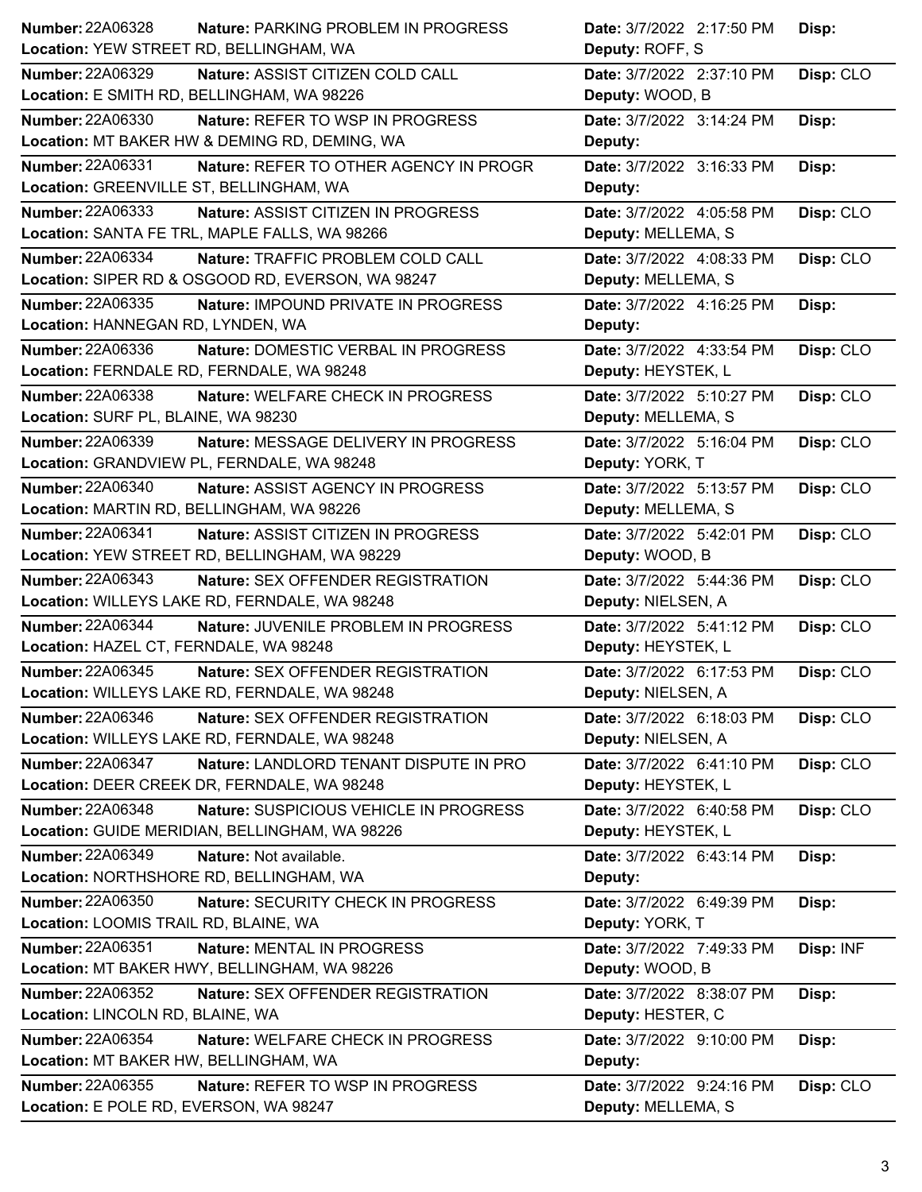| Number | Nature | Location | Date | Deputy | Disp |
|---|---|---|---|---|---|
| 22A06328 | PARKING PROBLEM IN PROGRESS | YEW STREET RD, BELLINGHAM, WA | 3/7/2022 2:17:50 PM | ROFF, S | |
| 22A06329 | ASSIST CITIZEN COLD CALL | E SMITH RD, BELLINGHAM, WA 98226 | 3/7/2022 2:37:10 PM | WOOD, B | CLO |
| 22A06330 | REFER TO WSP IN PROGRESS | MT BAKER HW & DEMING RD, DEMING, WA | 3/7/2022 3:14:24 PM | | |
| 22A06331 | REFER TO OTHER AGENCY IN PROGR | GREENVILLE ST, BELLINGHAM, WA | 3/7/2022 3:16:33 PM | | |
| 22A06333 | ASSIST CITIZEN IN PROGRESS | SANTA FE TRL, MAPLE FALLS, WA 98266 | 3/7/2022 4:05:58 PM | MELLEMA, S | CLO |
| 22A06334 | TRAFFIC PROBLEM COLD CALL | SIPER RD & OSGOOD RD, EVERSON, WA 98247 | 3/7/2022 4:08:33 PM | MELLEMA, S | CLO |
| 22A06335 | IMPOUND PRIVATE IN PROGRESS | HANNEGAN RD, LYNDEN, WA | 3/7/2022 4:16:25 PM | | |
| 22A06336 | DOMESTIC VERBAL IN PROGRESS | FERNDALE RD, FERNDALE, WA 98248 | 3/7/2022 4:33:54 PM | HEYSTEK, L | CLO |
| 22A06338 | WELFARE CHECK IN PROGRESS | SURF PL, BLAINE, WA 98230 | 3/7/2022 5:10:27 PM | MELLEMA, S | CLO |
| 22A06339 | MESSAGE DELIVERY IN PROGRESS | GRANDVIEW PL, FERNDALE, WA 98248 | 3/7/2022 5:16:04 PM | YORK, T | CLO |
| 22A06340 | ASSIST AGENCY IN PROGRESS | MARTIN RD, BELLINGHAM, WA 98226 | 3/7/2022 5:13:57 PM | MELLEMA, S | CLO |
| 22A06341 | ASSIST CITIZEN IN PROGRESS | YEW STREET RD, BELLINGHAM, WA 98229 | 3/7/2022 5:42:01 PM | WOOD, B | CLO |
| 22A06343 | SEX OFFENDER REGISTRATION | WILLEYS LAKE RD, FERNDALE, WA 98248 | 3/7/2022 5:44:36 PM | NIELSEN, A | CLO |
| 22A06344 | JUVENILE PROBLEM IN PROGRESS | HAZEL CT, FERNDALE, WA 98248 | 3/7/2022 5:41:12 PM | HEYSTEK, L | CLO |
| 22A06345 | SEX OFFENDER REGISTRATION | WILLEYS LAKE RD, FERNDALE, WA 98248 | 3/7/2022 6:17:53 PM | NIELSEN, A | CLO |
| 22A06346 | SEX OFFENDER REGISTRATION | WILLEYS LAKE RD, FERNDALE, WA 98248 | 3/7/2022 6:18:03 PM | NIELSEN, A | CLO |
| 22A06347 | LANDLORD TENANT DISPUTE IN PRO | DEER CREEK DR, FERNDALE, WA 98248 | 3/7/2022 6:41:10 PM | HEYSTEK, L | CLO |
| 22A06348 | SUSPICIOUS VEHICLE IN PROGRESS | GUIDE MERIDIAN, BELLINGHAM, WA 98226 | 3/7/2022 6:40:58 PM | HEYSTEK, L | CLO |
| 22A06349 | Not available. | NORTHSHORE RD, BELLINGHAM, WA | 3/7/2022 6:43:14 PM | | |
| 22A06350 | SECURITY CHECK IN PROGRESS | LOOMIS TRAIL RD, BLAINE, WA | 3/7/2022 6:49:39 PM | YORK, T | |
| 22A06351 | MENTAL IN PROGRESS | MT BAKER HWY, BELLINGHAM, WA 98226 | 3/7/2022 7:49:33 PM | WOOD, B | INF |
| 22A06352 | SEX OFFENDER REGISTRATION | LINCOLN RD, BLAINE, WA | 3/7/2022 8:38:07 PM | HESTER, C | |
| 22A06354 | WELFARE CHECK IN PROGRESS | MT BAKER HW, BELLINGHAM, WA | 3/7/2022 9:10:00 PM | | |
| 22A06355 | REFER TO WSP IN PROGRESS | E POLE RD, EVERSON, WA 98247 | 3/7/2022 9:24:16 PM | MELLEMA, S | CLO |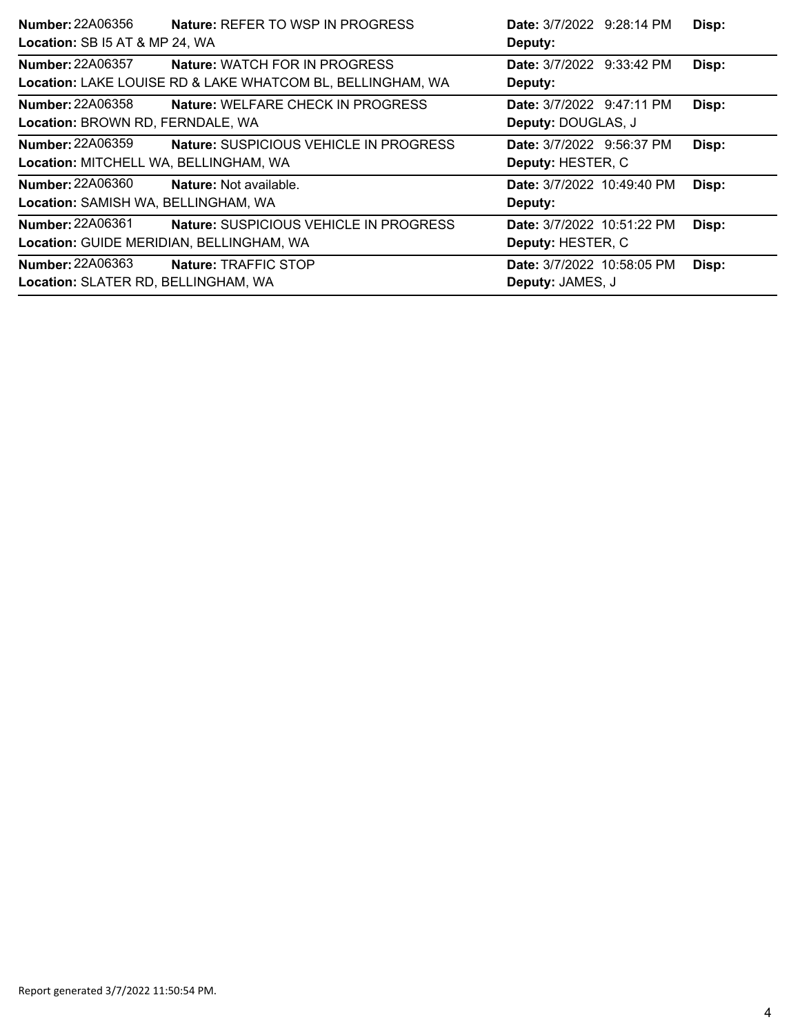**Number:** 22A06356 **Nature:** REFER TO WSP IN PROGRESS **Date:** 3/7/2022 9:28:14 PM **Disp:**
**Location:** SB I5 AT & MP 24, WA **Deputy:**

**Number:** 22A06357 **Nature:** WATCH FOR IN PROGRESS **Date:** 3/7/2022 9:33:42 PM **Disp:**
**Location:** LAKE LOUISE RD & LAKE WHATCOM BL, BELLINGHAM, WA **Deputy:**

**Number:** 22A06358 **Nature:** WELFARE CHECK IN PROGRESS **Date:** 3/7/2022 9:47:11 PM **Disp:**
**Location:** BROWN RD, FERNDALE, WA **Deputy:** DOUGLAS, J

**Number:** 22A06359 **Nature:** SUSPICIOUS VEHICLE IN PROGRESS **Date:** 3/7/2022 9:56:37 PM **Disp:**
**Location:** MITCHELL WA, BELLINGHAM, WA **Deputy:** HESTER, C

**Number:** 22A06360 **Nature:** Not available. **Date:** 3/7/2022 10:49:40 PM **Disp:**
**Location:** SAMISH WA, BELLINGHAM, WA **Deputy:**

**Number:** 22A06361 **Nature:** SUSPICIOUS VEHICLE IN PROGRESS **Date:** 3/7/2022 10:51:22 PM **Disp:**
**Location:** GUIDE MERIDIAN, BELLINGHAM, WA **Deputy:** HESTER, C

**Number:** 22A06363 **Nature:** TRAFFIC STOP **Date:** 3/7/2022 10:58:05 PM **Disp:**
**Location:** SLATER RD, BELLINGHAM, WA **Deputy:** JAMES, J

Report generated 3/7/2022 11:50:54 PM.